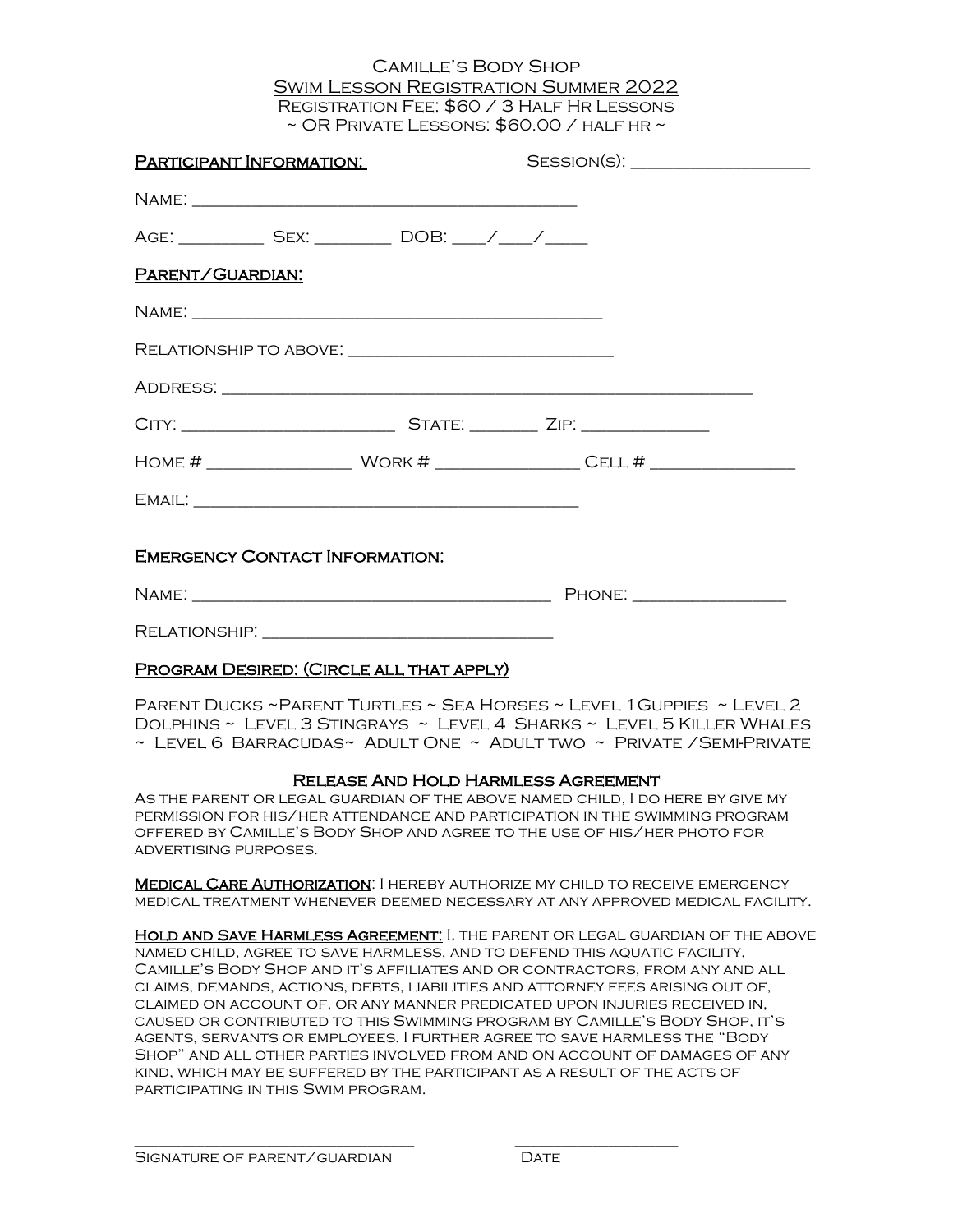# Camille's Body Shop

## Swim Lesson Registration Summer 2022

Registration Fee: $60 / 3 Half Hr Lessons
~ OR Private Lessons: $60.00 / half hr ~

**Participant Information:** Session(s): ____________________

Name: ____________________________________________

Age: _________ Sex: ________ DOB: ___/___/____

**Parent/Guardian:**

Name: ____________________________________________

Relationship to above: ____________________________

Address: __________________________________________________________

City: ______________________ State: _______ Zip: _____________

Home # _______________ Work # _______________ Cell # _______________

Email: ____________________________________________

**Emergency Contact Information:**

Name: ________________________________________ Phone: ________________

Relationship: _______________________________

**Program Desired: (Circle all that apply)**

Parent Ducks ~Parent Turtles ~ Sea Horses ~ Level 1 Guppies ~ Level 2 Dolphins ~ Level 3 Stingrays ~ Level 4 Sharks ~ Level 5 Killer Whales ~ Level 6 Barracudas~ Adult One ~ Adult two ~ Private /Semi-Private

### Release And Hold Harmless Agreement

As the parent or legal guardian of the above named child, I do here by give my permission for his/her attendance and participation in the swimming program offered by Camille's Body Shop and agree to the use of his/her photo for advertising purposes.

**Medical Care Authorization**: I hereby authorize my child to receive emergency medical treatment whenever deemed necessary at any approved medical facility.

**Hold and Save Harmless Agreement:** I, the parent or legal guardian of the above named child, agree to save harmless, and to defend this aquatic facility, Camille's Body Shop and it's affiliates and or contractors, from any and all claims, demands, actions, debts, liabilities and attorney fees arising out of, claimed on account of, or any manner predicated upon injuries received in, caused or contributed to this Swimming program by Camille's Body Shop, it's agents, servants or employees. I further agree to save harmless the "Body Shop" and all other parties involved from and on account of damages of any kind, which may be suffered by the participant as a result of the acts of participating in this Swim program.

______________________________ __________________

Signature of parent/guardian Date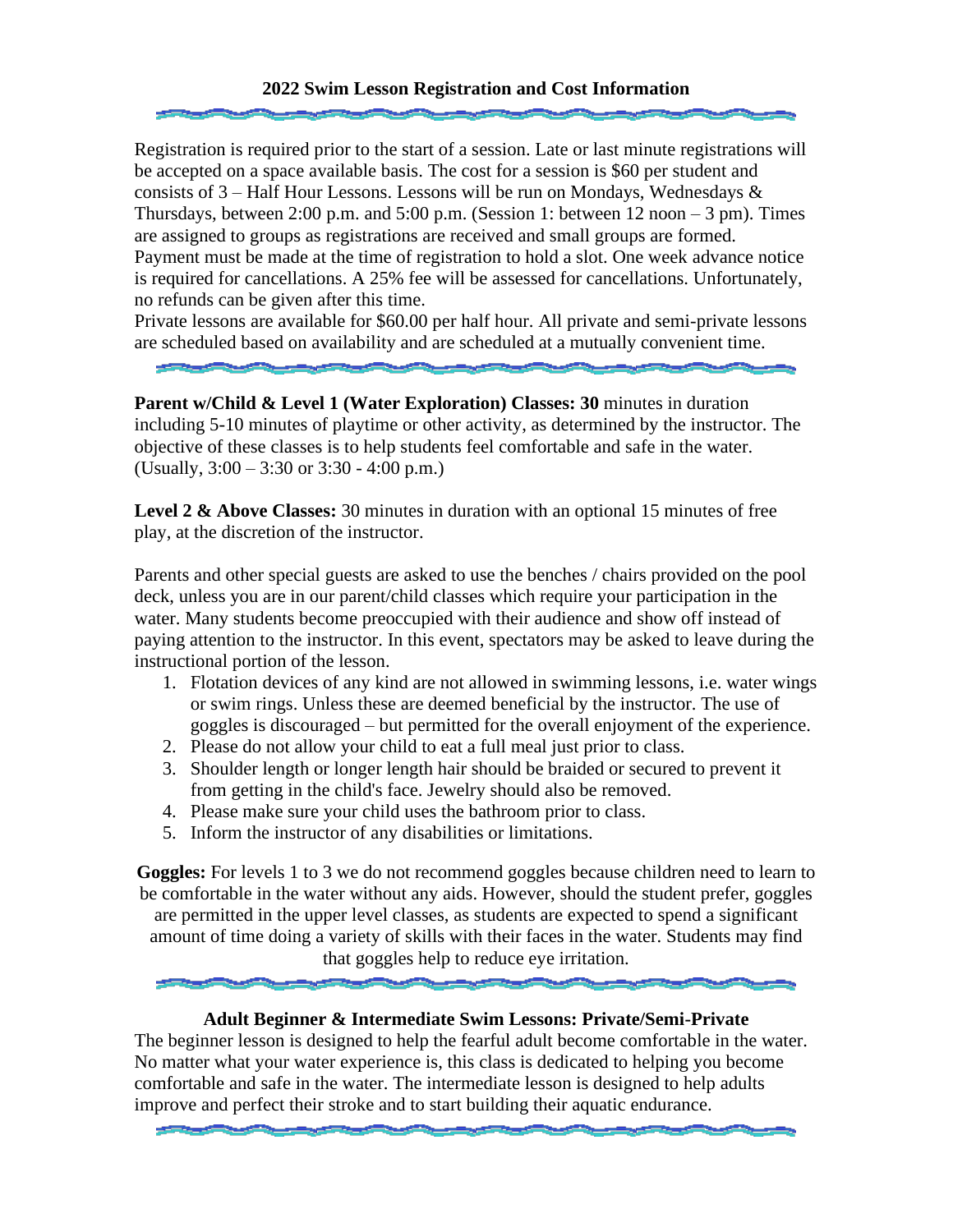## 2022 Swim Lesson Registration and Cost Information

Registration is required prior to the start of a session. Late or last minute registrations will be accepted on a space available basis. The cost for a session is $60 per student and consists of 3 – Half Hour Lessons. Lessons will be run on Mondays, Wednesdays & Thursdays, between 2:00 p.m. and 5:00 p.m. (Session 1: between 12 noon – 3 pm). Times are assigned to groups as registrations are received and small groups are formed. Payment must be made at the time of registration to hold a slot. One week advance notice is required for cancellations. A 25% fee will be assessed for cancellations. Unfortunately, no refunds can be given after this time.

Private lessons are available for $60.00 per half hour. All private and semi-private lessons are scheduled based on availability and are scheduled at a mutually convenient time.

**Parent w/Child & Level 1 (Water Exploration) Classes: 30** minutes in duration including 5-10 minutes of playtime or other activity, as determined by the instructor. The objective of these classes is to help students feel comfortable and safe in the water. (Usually, 3:00 – 3:30 or 3:30 - 4:00 p.m.)

**Level 2 & Above Classes:** 30 minutes in duration with an optional 15 minutes of free play, at the discretion of the instructor.

Parents and other special guests are asked to use the benches / chairs provided on the pool deck, unless you are in our parent/child classes which require your participation in the water. Many students become preoccupied with their audience and show off instead of paying attention to the instructor. In this event, spectators may be asked to leave during the instructional portion of the lesson.

1. Flotation devices of any kind are not allowed in swimming lessons, i.e. water wings or swim rings. Unless these are deemed beneficial by the instructor. The use of goggles is discouraged – but permitted for the overall enjoyment of the experience.
2. Please do not allow your child to eat a full meal just prior to class.
3. Shoulder length or longer length hair should be braided or secured to prevent it from getting in the child's face. Jewelry should also be removed.
4. Please make sure your child uses the bathroom prior to class.
5. Inform the instructor of any disabilities or limitations.

**Goggles:** For levels 1 to 3 we do not recommend goggles because children need to learn to be comfortable in the water without any aids. However, should the student prefer, goggles are permitted in the upper level classes, as students are expected to spend a significant amount of time doing a variety of skills with their faces in the water. Students may find that goggles help to reduce eye irritation.

### Adult Beginner & Intermediate Swim Lessons: Private/Semi-Private

The beginner lesson is designed to help the fearful adult become comfortable in the water. No matter what your water experience is, this class is dedicated to helping you become comfortable and safe in the water. The intermediate lesson is designed to help adults improve and perfect their stroke and to start building their aquatic endurance.